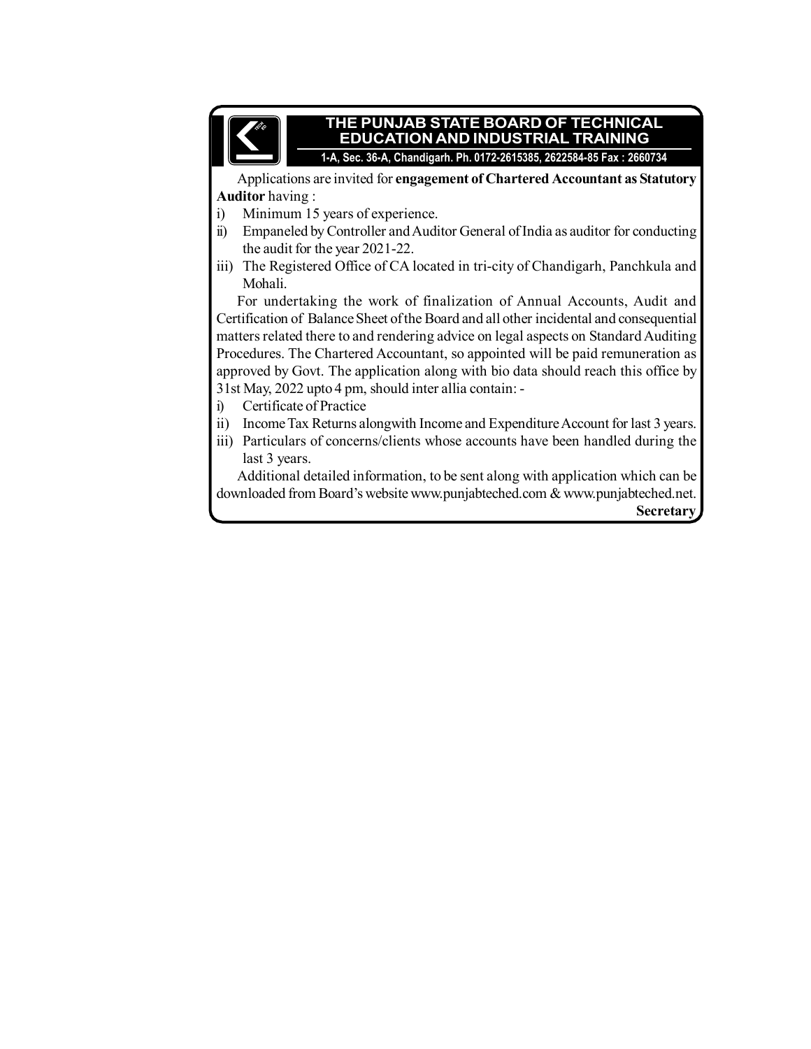# THE PUNJAB STATE BOARD OF TECHNICAL EDUCATION AND INDUSTRIAL TRAINING

**1-A, Sec. 36-A, Chandigarh. Ph. 0172-2615385, 2622584-85 Fax : 2660734**

Applications are invited for **engagement of Chartered Accountant as Statutory Auditor** having :

i) Minimum 15 years of experience.

ii) Empaneled by Controller and Auditor General of India as auditor for conducting the audit for the year 2021-22.

iii) The Registered Office of CA located in tri-city of Chandigarh, Panchkula and Mohali.

For undertaking the work of finalization of Annual Accounts, Audit and Certification of Balance Sheet of the Board and all other incidental and consequential matters related there to and rendering advice on legal aspects on Standard Auditing Procedures. The Chartered Accountant, so appointed will be paid remuneration as approved by Govt. The application along with bio data should reach this office by 31st May, 2022 upto 4 pm, should inter allia contain: -

i) Certificate of Practice

ii) Income Tax Returns alongwith Income and Expenditure Account for last 3 years.

iii) Particulars of concerns/clients whose accounts have been handled during the last 3 years.

Additional detailed information, to be sent along with application which can be downloaded from Board's website www.punjabteched.com & www.punjabteched.net.

**Secretary**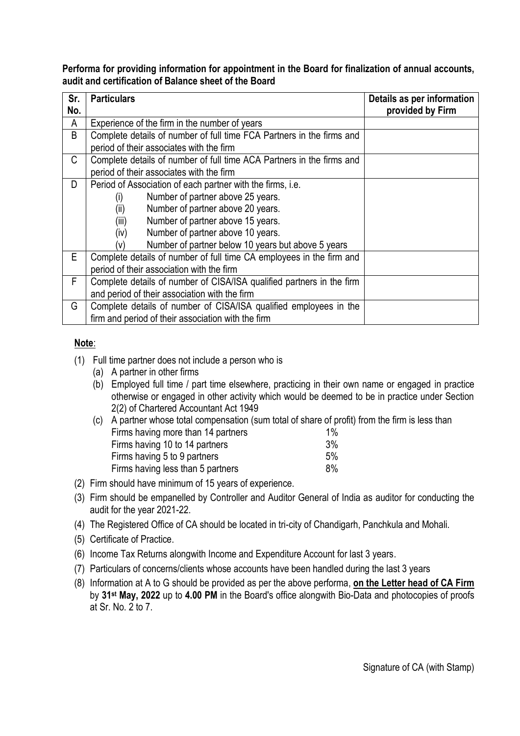**Performa for providing information for appointment in the Board for finalization of annual accounts, audit and certification of Balance sheet of the Board**

| Sr. No. | Particulars | Details as per information provided by Firm |
|---|---|---|
| A | Experience of the firm in the number of years | |
| B | Complete details of number of full time FCA Partners in the firms and period of their associates with the firm | |
| C | Complete details of number of full time ACA Partners in the firms and period of their associates with the firm | |
| D | Period of Association of each partner with the firms, i.e.<br>(i) Number of partner above 25 years.<br>(ii) Number of partner above 20 years.<br>(iii) Number of partner above 15 years.<br>(iv) Number of partner above 10 years.<br>(v) Number of partner below 10 years but above 5 years | |
| E | Complete details of number of full time CA employees in the firm and period of their association with the firm | |
| F | Complete details of number of CISA/ISA qualified partners in the firm and period of their association with the firm | |
| G | Complete details of number of CISA/ISA qualified employees in the firm and period of their association with the firm | |

**Note**:

(1) Full time partner does not include a person who is
   (a) A partner in other firms
   (b) Employed full time / part time elsewhere, practicing in their own name or engaged in practice otherwise or engaged in other activity which would be deemed to be in practice under Section 2(2) of Chartered Accountant Act 1949
   (c) A partner whose total compensation (sum total of share of profit) from the firm is less than

| | |
|---|---|
| Firms having more than 14 partners | 1% |
| Firms having 10 to 14 partners | 3% |
| Firms having 5 to 9 partners | 5% |
| Firms having less than 5 partners | 8% |

(2) Firm should have minimum of 15 years of experience.

(3) Firm should be empanelled by Controller and Auditor General of India as auditor for conducting the audit for the year 2021-22.

(4) The Registered Office of CA should be located in tri-city of Chandigarh, Panchkula and Mohali.

(5) Certificate of Practice.

(6) Income Tax Returns alongwith Income and Expenditure Account for last 3 years.

(7) Particulars of concerns/clients whose accounts have been handled during the last 3 years

(8) Information at A to G should be provided as per the above performa, **on the Letter head of CA Firm** by **31st May, 2022** up to **4.00 PM** in the Board's office alongwith Bio-Data and photocopies of proofs at Sr. No. 2 to 7.

Signature of CA (with Stamp)